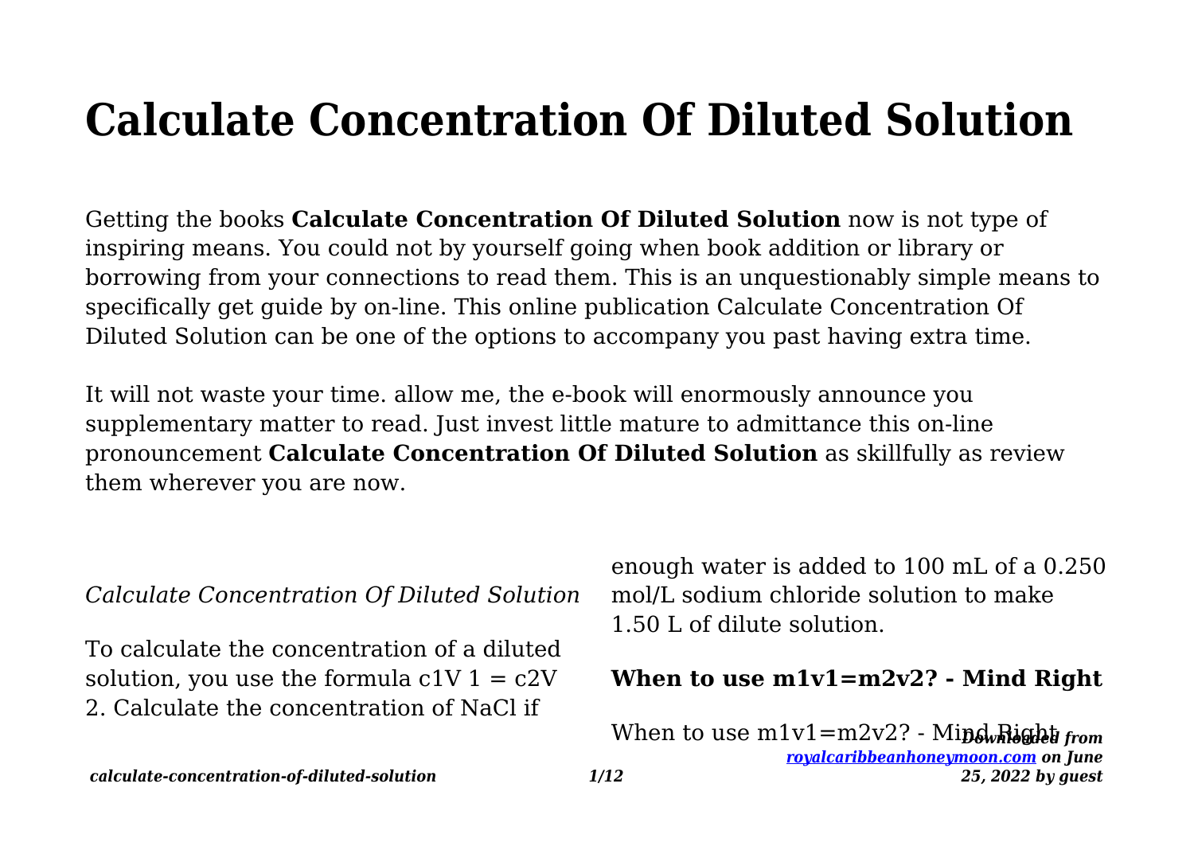# Calculate Concentration Of Diluted Solution

Getting the books **Calculate Concentration Of Diluted Solution** now is not type of inspiring means. You could not by yourself going when book addition or library or borrowing from your connections to read them. This is an unquestionably simple means to specifically get guide by on-line. This online publication Calculate Concentration Of Diluted Solution can be one of the options to accompany you past having extra time.

It will not waste your time. allow me, the e-book will enormously announce you supplementary matter to read. Just invest little mature to admittance this on-line pronouncement **Calculate Concentration Of Diluted Solution** as skillfully as review them wherever you are now.

*Calculate Concentration Of Diluted Solution*

To calculate the concentration of a diluted solution, you use the formula $c_1V_1 = c_2V_2$. Calculate the concentration of NaCl if enough water is added to 100 mL of a 0.250 mol/L sodium chloride solution to make 1.50 L of dilute solution.

**When to use m1v1=m2v2? - Mind Right**

When to use m1v1=m2v2? - Mind Right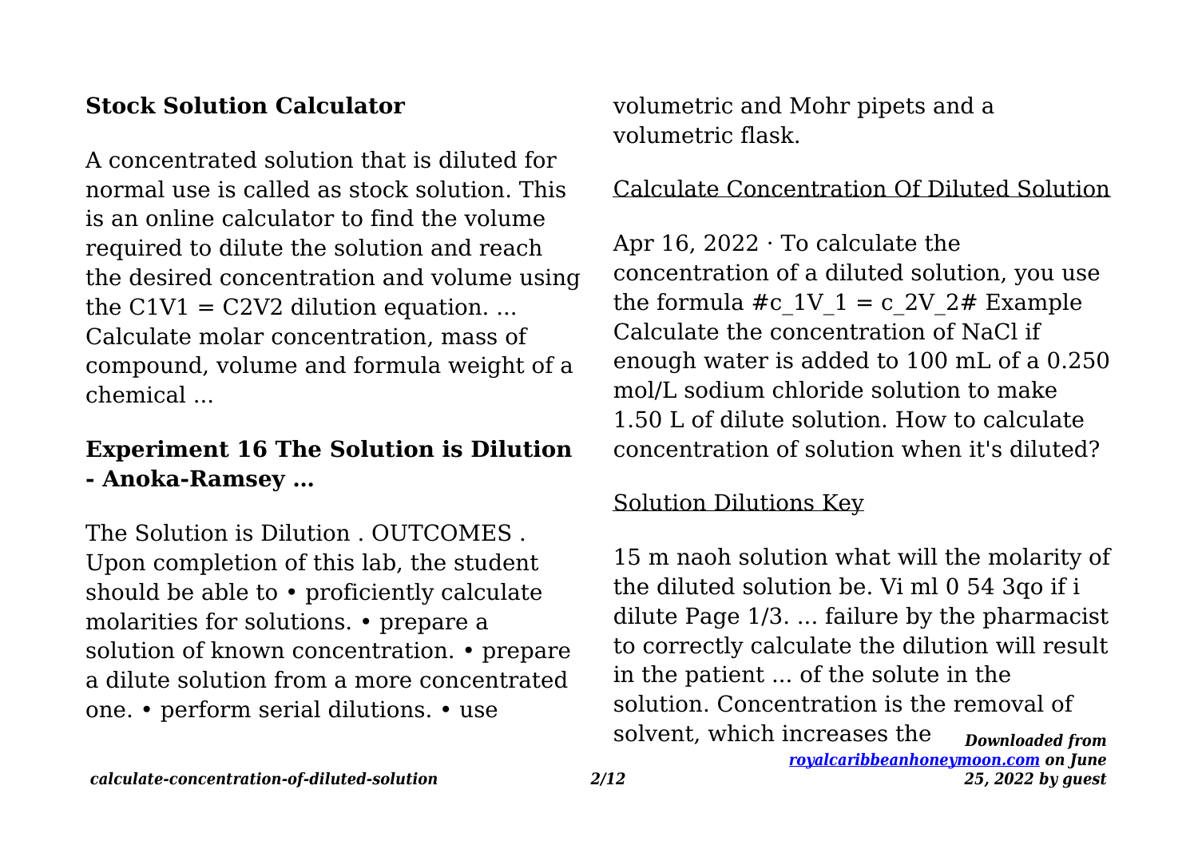## Stock Solution Calculator

A concentrated solution that is diluted for normal use is called as stock solution. This is an online calculator to find the volume required to dilute the solution and reach the desired concentration and volume using the $C1V1 = C2V2$ dilution equation. ... Calculate molar concentration, mass of compound, volume and formula weight of a chemical ...

## Experiment 16 The Solution is Dilution - Anoka-Ramsey …

The Solution is Dilution . OUTCOMES . Upon completion of this lab, the student should be able to • proficiently calculate molarities for solutions. • prepare a solution of known concentration. • prepare a dilute solution from a more concentrated one. • perform serial dilutions. • use volumetric and Mohr pipets and a volumetric flask.

Calculate Concentration Of Diluted Solution

Apr 16, 2022 · To calculate the concentration of a diluted solution, you use the formula #c_1V_1 = c_2V_2# Example Calculate the concentration of NaCl if enough water is added to 100 mL of a 0.250 mol/L sodium chloride solution to make 1.50 L of dilute solution. How to calculate concentration of solution when it's diluted?

Solution Dilutions Key

15 m naoh solution what will the molarity of the diluted solution be. Vi ml 0 54 3qo if i dilute Page 1/3. ... failure by the pharmacist to correctly calculate the dilution will result in the patient ... of the solute in the solution. Concentration is the removal of solvent, which increases the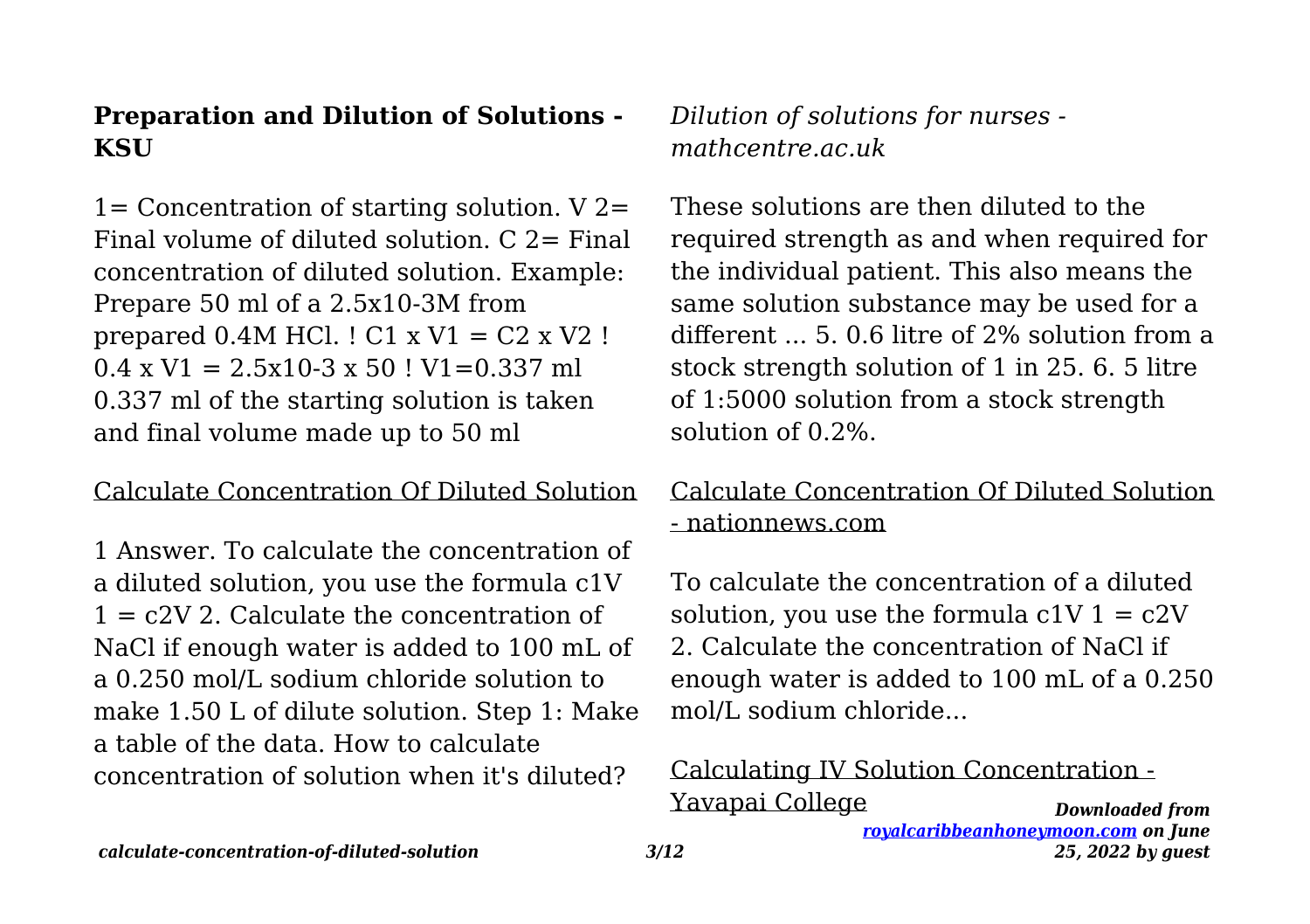**Preparation and Dilution of Solutions - KSU**

1= Concentration of starting solution. V 2= Final volume of diluted solution. C 2= Final concentration of diluted solution. Example: Prepare 50 ml of a $2.5 \times 10^{-3}$M from prepared 0.4M HCl. ! $C_1 \times V_1 = C_2 \times V_2$ ! $0.4 \times V_1 = 2.5 \times 10^{-3} \times 50$ ! $V_1 = 0.337$ ml 0.337 ml of the starting solution is taken and final volume made up to 50 ml

Calculate Concentration Of Diluted Solution

1 Answer. To calculate the concentration of a diluted solution, you use the formula $c_1V_1 = c_2V_2$. Calculate the concentration of NaCl if enough water is added to 100 mL of a 0.250 mol/L sodium chloride solution to make 1.50 L of dilute solution. Step 1: Make a table of the data. How to calculate concentration of solution when it's diluted?

*Dilution of solutions for nurses - mathcentre.ac.uk*

These solutions are then diluted to the required strength as and when required for the individual patient. This also means the same solution substance may be used for a different ... 5. 0.6 litre of 2% solution from a stock strength solution of 1 in 25. 6. 5 litre of 1:5000 solution from a stock strength solution of 0.2%.

Calculate Concentration Of Diluted Solution - nationnews.com

To calculate the concentration of a diluted solution, you use the formula $c_1V_1 = c_2V_2$. Calculate the concentration of NaCl if enough water is added to 100 mL of a 0.250 mol/L sodium chloride...

Calculating IV Solution Concentration - Yavapai College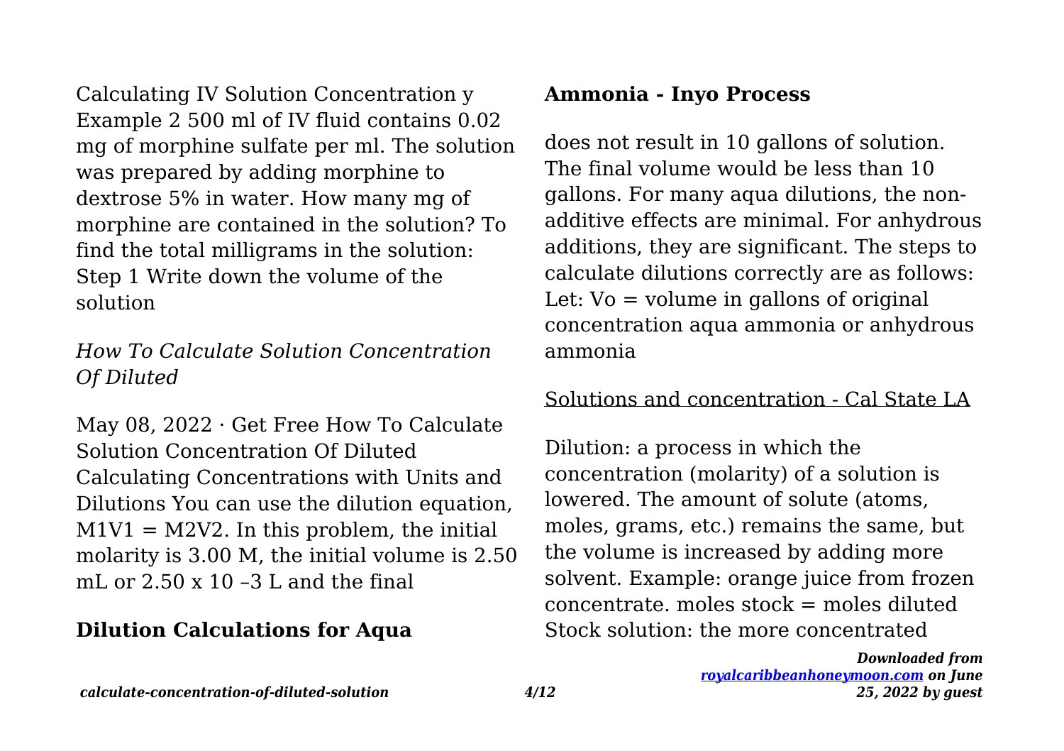Calculating IV Solution Concentration y Example 2 500 ml of IV fluid contains 0.02 mg of morphine sulfate per ml. The solution was prepared by adding morphine to dextrose 5% in water. How many mg of morphine are contained in the solution? To find the total milligrams in the solution: Step 1 Write down the volume of the solution

### *How To Calculate Solution Concentration Of Diluted*

May 08, 2022 · Get Free How To Calculate Solution Concentration Of Diluted Calculating Concentrations with Units and Dilutions You can use the dilution equation, $M1V1 = M2V2$. In this problem, the initial molarity is 3.00 M, the initial volume is 2.50 mL or $2.50 \times 10^{-3}$ L and the final

## **Dilution Calculations for Aqua Ammonia - Inyo Process**

does not result in 10 gallons of solution. The final volume would be less than 10 gallons. For many aqua dilutions, the non-additive effects are minimal. For anhydrous additions, they are significant. The steps to calculate dilutions correctly are as follows: Let: Vo = volume in gallons of original concentration aqua ammonia or anhydrous ammonia

### Solutions and concentration - Cal State LA

Dilution: a process in which the concentration (molarity) of a solution is lowered. The amount of solute (atoms, moles, grams, etc.) remains the same, but the volume is increased by adding more solvent. Example: orange juice from frozen concentrate. moles stock = moles diluted Stock solution: the more concentrated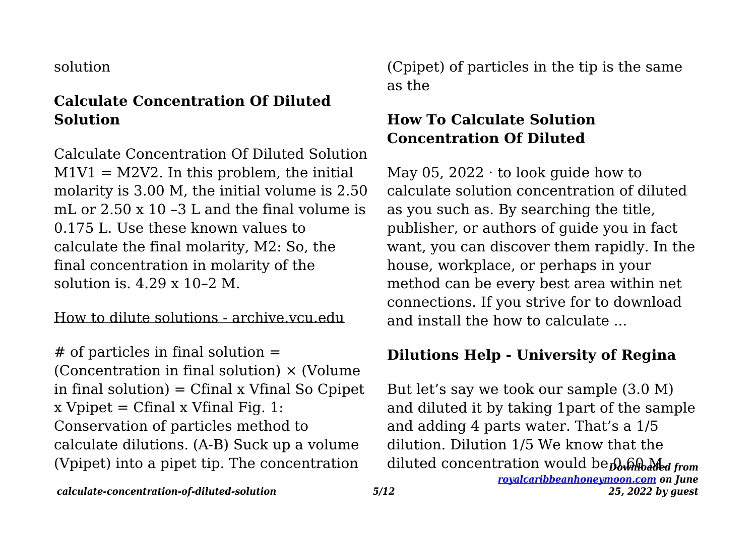solution

## Calculate Concentration Of Diluted Solution

Calculate Concentration Of Diluted Solution $M1V1 = M2V2$. In this problem, the initial molarity is 3.00 M, the initial volume is 2.50 mL or $2.50 \times 10^{-3}$ L and the final volume is 0.175 L. Use these known values to calculate the final molarity, M2: So, the final concentration in molarity of the solution is. $4.29 \times 10^{-2}$ M.

How to dilute solutions - archive.vcu.edu

\# of particles in final solution = (Concentration in final solution) × (Volume in final solution) = Cfinal x Vfinal So Cpipet x Vpipet = Cfinal x Vfinal Fig. 1: Conservation of particles method to calculate dilutions. (A-B) Suck up a volume (Vpipet) into a pipet tip. The concentration (Cpipet) of particles in the tip is the same as the

## How To Calculate Solution Concentration Of Diluted

May 05, 2022 · to look guide how to calculate solution concentration of diluted as you such as. By searching the title, publisher, or authors of guide you in fact want, you can discover them rapidly. In the house, workplace, or perhaps in your method can be every best area within net connections. If you strive for to download and install the how to calculate ...

## Dilutions Help - University of Regina

But let's say we took our sample (3.0 M) and diluted it by taking 1part of the sample and adding 4 parts water. That's a 1/5 dilution. Dilution 1/5 We know that the diluted concentration would be 0.60 M.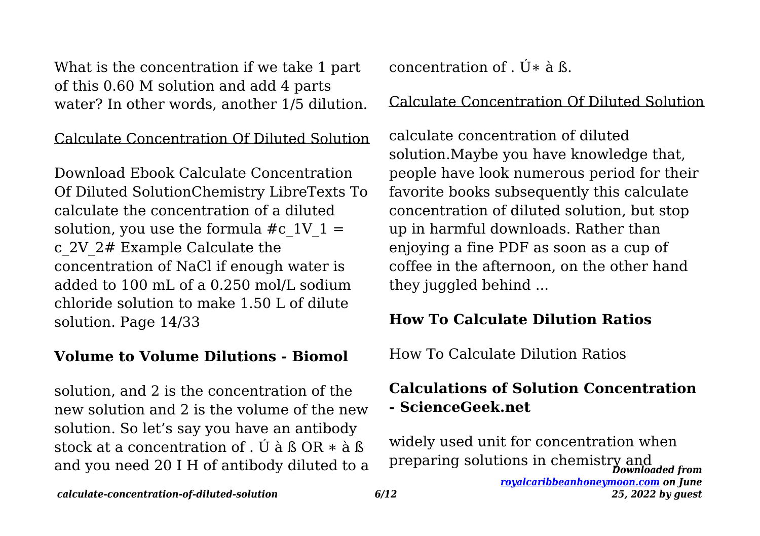What is the concentration if we take 1 part of this 0.60 M solution and add 4 parts water? In other words, another 1/5 dilution.

Calculate Concentration Of Diluted Solution

Download Ebook Calculate Concentration Of Diluted SolutionChemistry LibreTexts To calculate the concentration of a diluted solution, you use the formula #c_1V_1 = c_2V_2# Example Calculate the concentration of NaCl if enough water is added to 100 mL of a 0.250 mol/L sodium chloride solution to make 1.50 L of dilute solution. Page 14/33

## Volume to Volume Dilutions - Biomol

solution, and 2 is the concentration of the new solution and 2 is the volume of the new solution. So let's say you have an antibody stock at a concentration of . Ú à ß OR ∗ à ß and you need 20 I H of antibody diluted to a concentration of . Ú∗ à ß.

Calculate Concentration Of Diluted Solution

calculate concentration of diluted solution.Maybe you have knowledge that, people have look numerous period for their favorite books subsequently this calculate concentration of diluted solution, but stop up in harmful downloads. Rather than enjoying a fine PDF as soon as a cup of coffee in the afternoon, on the other hand they juggled behind ...

## How To Calculate Dilution Ratios

How To Calculate Dilution Ratios

## Calculations of Solution Concentration - ScienceGeek.net

widely used unit for concentration when preparing solutions in chemistry and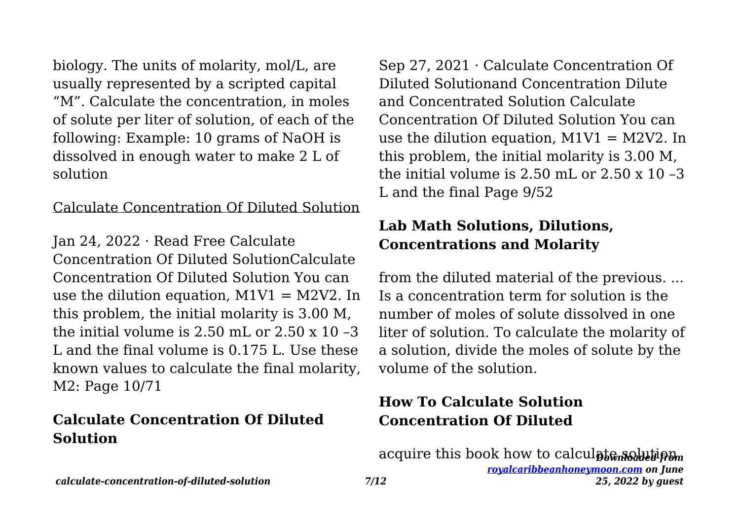biology. The units of molarity, mol/L, are usually represented by a scripted capital "M". Calculate the concentration, in moles of solute per liter of solution, of each of the following: Example: 10 grams of NaOH is dissolved in enough water to make 2 L of solution

Calculate Concentration Of Diluted Solution

Jan 24, 2022 · Read Free Calculate Concentration Of Diluted SolutionCalculate Concentration Of Diluted Solution You can use the dilution equation, $M_1V_1 = M_2V_2$. In this problem, the initial molarity is 3.00 M, the initial volume is 2.50 mL or $2.50 \times 10^{-3}$ L and the final volume is 0.175 L. Use these known values to calculate the final molarity, M2: Page 10/71

## Calculate Concentration Of Diluted Solution

Sep 27, 2021 · Calculate Concentration Of Diluted Solutionand Concentration Dilute and Concentrated Solution Calculate Concentration Of Diluted Solution You can use the dilution equation, $M_1V_1 = M_2V_2$. In this problem, the initial molarity is 3.00 M, the initial volume is 2.50 mL or $2.50 \times 10^{-3}$ L and the final Page 9/52

## Lab Math Solutions, Dilutions, Concentrations and Molarity

from the diluted material of the previous. ... Is a concentration term for solution is the number of moles of solute dissolved in one liter of solution. To calculate the molarity of a solution, divide the moles of solute by the volume of the solution.

## How To Calculate Solution Concentration Of Diluted

acquire this book how to calculate solution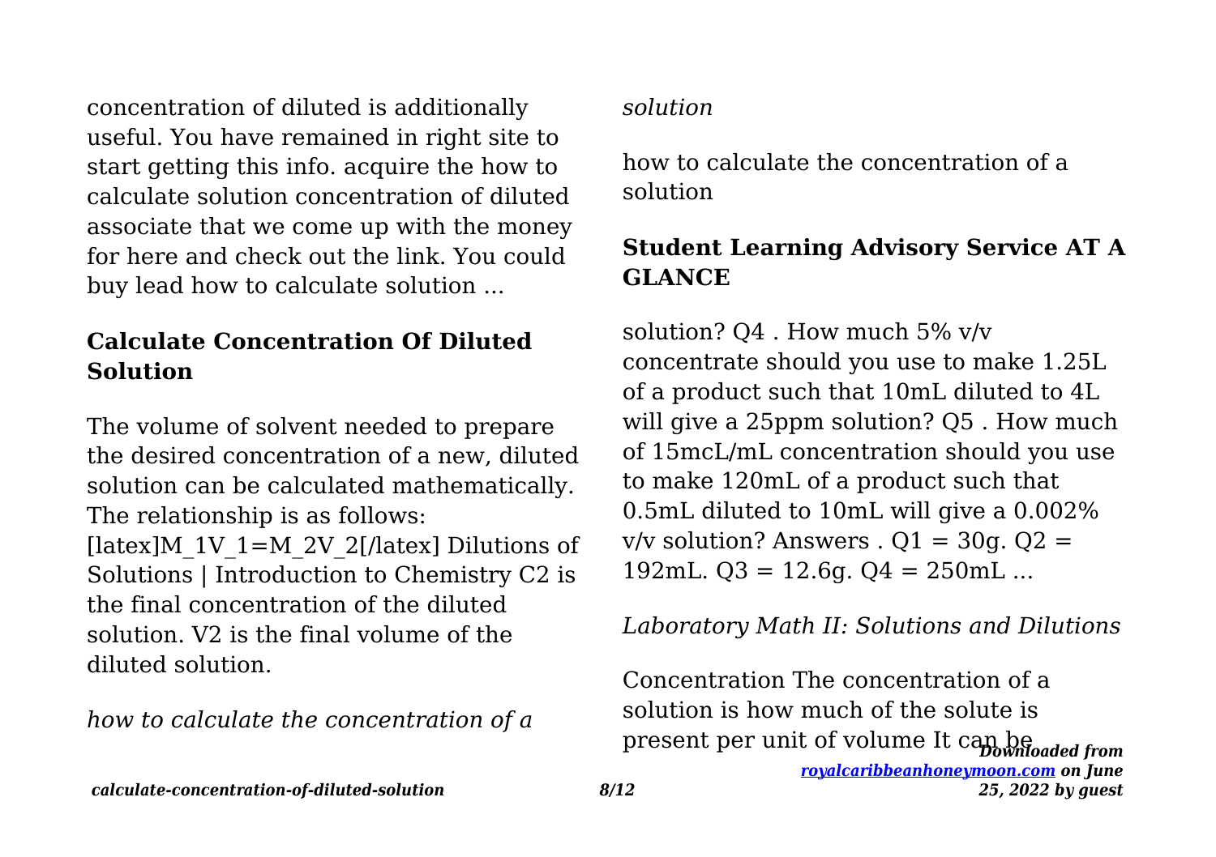concentration of diluted is additionally useful. You have remained in right site to start getting this info. acquire the how to calculate solution concentration of diluted associate that we come up with the money for here and check out the link. You could buy lead how to calculate solution ...

## Calculate Concentration Of Diluted Solution

The volume of solvent needed to prepare the desired concentration of a new, diluted solution can be calculated mathematically. The relationship is as follows: [latex]M_1V_1=M_2V_2[/latex] Dilutions of Solutions | Introduction to Chemistry C2 is the final concentration of the diluted solution. V2 is the final volume of the diluted solution.

*how to calculate the concentration of a solution*

how to calculate the concentration of a solution

## Student Learning Advisory Service AT A GLANCE

solution? Q4 . How much 5% v/v concentrate should you use to make 1.25L of a product such that 10mL diluted to 4L will give a 25ppm solution? Q5 . How much of 15mcL/mL concentration should you use to make 120mL of a product such that 0.5mL diluted to 10mL will give a 0.002% v/v solution? Answers . Q1 = 30g. Q2 = 192mL. Q3 = 12.6g. Q4 = 250mL ...

*Laboratory Math II: Solutions and Dilutions*

Concentration The concentration of a solution is how much of the solute is present per unit of volume It can be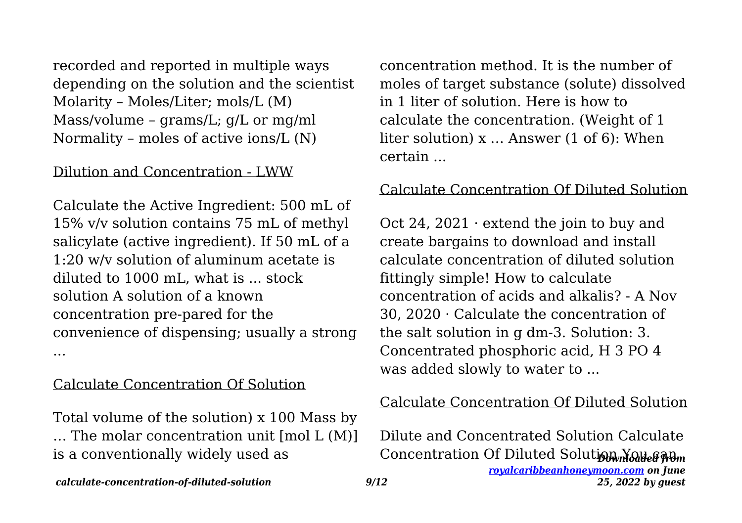recorded and reported in multiple ways depending on the solution and the scientist Molarity – Moles/Liter; mols/L (M) Mass/volume – grams/L; g/L or mg/ml Normality – moles of active ions/L (N)

## Dilution and Concentration - LWW

Calculate the Active Ingredient: 500 mL of 15% v/v solution contains 75 mL of methyl salicylate (active ingredient). If 50 mL of a 1:20 w/v solution of aluminum acetate is diluted to 1000 mL, what is ... stock solution A solution of a known concentration pre-pared for the convenience of dispensing; usually a strong ...

## Calculate Concentration Of Solution

Total volume of the solution) x 100 Mass by … The molar concentration unit [mol L (M)] is a conventionally widely used as concentration method. It is the number of moles of target substance (solute) dissolved in 1 liter of solution. Here is how to calculate the concentration. (Weight of 1 liter solution) x … Answer (1 of 6): When certain ...

## Calculate Concentration Of Diluted Solution

Oct 24, 2021 · extend the join to buy and create bargains to download and install calculate concentration of diluted solution fittingly simple! How to calculate concentration of acids and alkalis? - A Nov 30, 2020 · Calculate the concentration of the salt solution in g dm-3. Solution: 3. Concentrated phosphoric acid, $H_3PO_4$ was added slowly to water to ...

## Calculate Concentration Of Diluted Solution

Dilute and Concentrated Solution Calculate Concentration Of Diluted Solution You can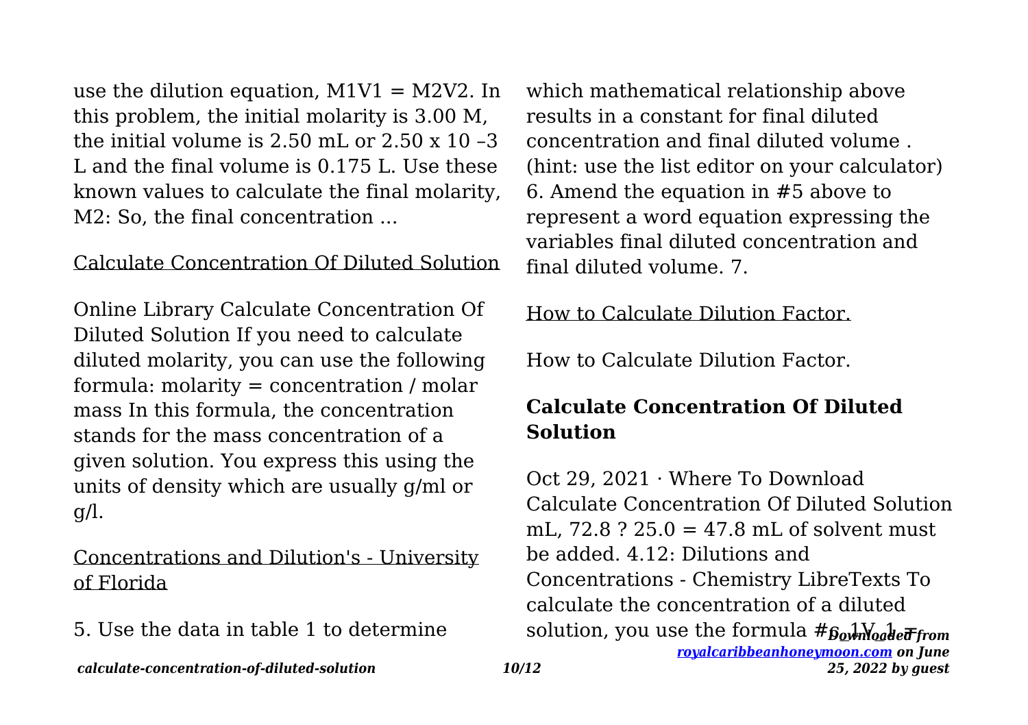use the dilution equation, $M_1V_1 = M_2V_2$. In this problem, the initial molarity is 3.00 M, the initial volume is 2.50 mL or $2.50 \times 10^{-3}$ L and the final volume is 0.175 L. Use these known values to calculate the final molarity, $M_2$: So, the final concentration ...

Calculate Concentration Of Diluted Solution

Online Library Calculate Concentration Of Diluted Solution If you need to calculate diluted molarity, you can use the following formula: molarity = concentration / molar mass In this formula, the concentration stands for the mass concentration of a given solution. You express this using the units of density which are usually g/ml or g/l.

Concentrations and Dilution's - University of Florida

5. Use the data in table 1 to determine which mathematical relationship above results in a constant for final diluted concentration and final diluted volume . (hint: use the list editor on your calculator) 6. Amend the equation in #5 above to represent a word equation expressing the variables final diluted concentration and final diluted volume. 7.

How to Calculate Dilution Factor.

How to Calculate Dilution Factor.

## Calculate Concentration Of Diluted Solution

Oct 29, 2021 · Where To Download Calculate Concentration Of Diluted Solution mL, 72.8 ? 25.0 = 47.8 mL of solvent must be added. 4.12: Dilutions and Concentrations - Chemistry LibreTexts To calculate the concentration of a diluted solution, you use the formula #C_1V_1 =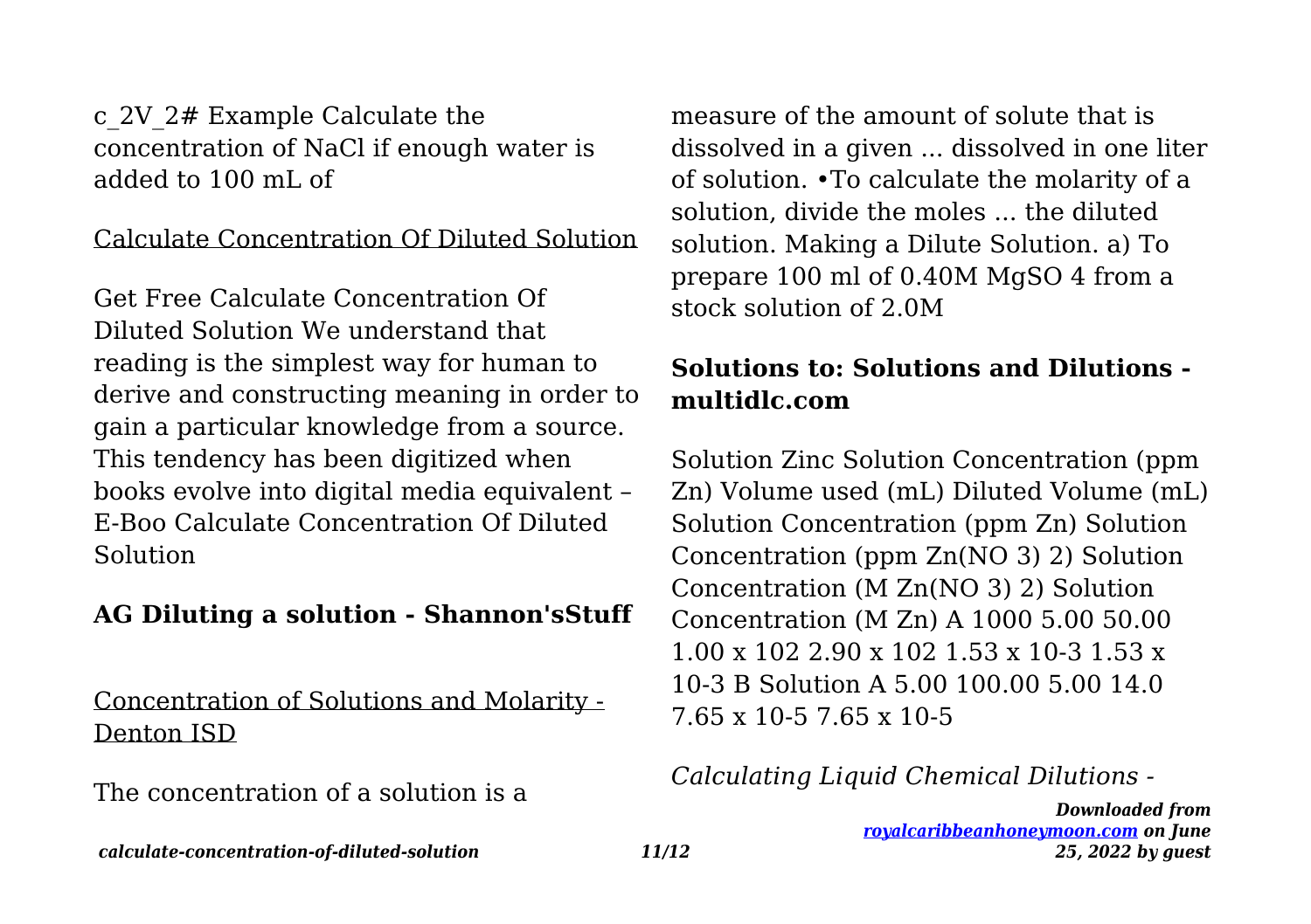c_2V_2# Example Calculate the concentration of NaCl if enough water is added to 100 mL of

Calculate Concentration Of Diluted Solution

Get Free Calculate Concentration Of Diluted Solution We understand that reading is the simplest way for human to derive and constructing meaning in order to gain a particular knowledge from a source. This tendency has been digitized when books evolve into digital media equivalent – E-Boo Calculate Concentration Of Diluted Solution

**AG Diluting a solution - Shannon'sStuff**

Concentration of Solutions and Molarity - Denton ISD

The concentration of a solution is a measure of the amount of solute that is dissolved in a given ... dissolved in one liter of solution. •To calculate the molarity of a solution, divide the moles ... the diluted solution. Making a Dilute Solution. a) To prepare 100 ml of 0.40M $MgSO_4$ from a stock solution of 2.0M

**Solutions to: Solutions and Dilutions - multidlc.com**

Solution Zinc Solution Concentration (ppm Zn) Volume used (mL) Diluted Volume (mL) Solution Concentration (ppm Zn) Solution Concentration (ppm $Zn(NO_3)_2$) Solution Concentration (M $Zn(NO_3)_2$) Solution Concentration (M Zn) A 1000 5.00 50.00 $1.00 \times 10^2$ $2.90 \times 10^2$ $1.53 \times 10^{-3}$ $1.53 \times 10^{-3}$ B Solution A 5.00 100.00 5.00 14.0 $7.65 \times 10^{-5}$ $7.65 \times 10^{-5}$

*Calculating Liquid Chemical Dilutions -*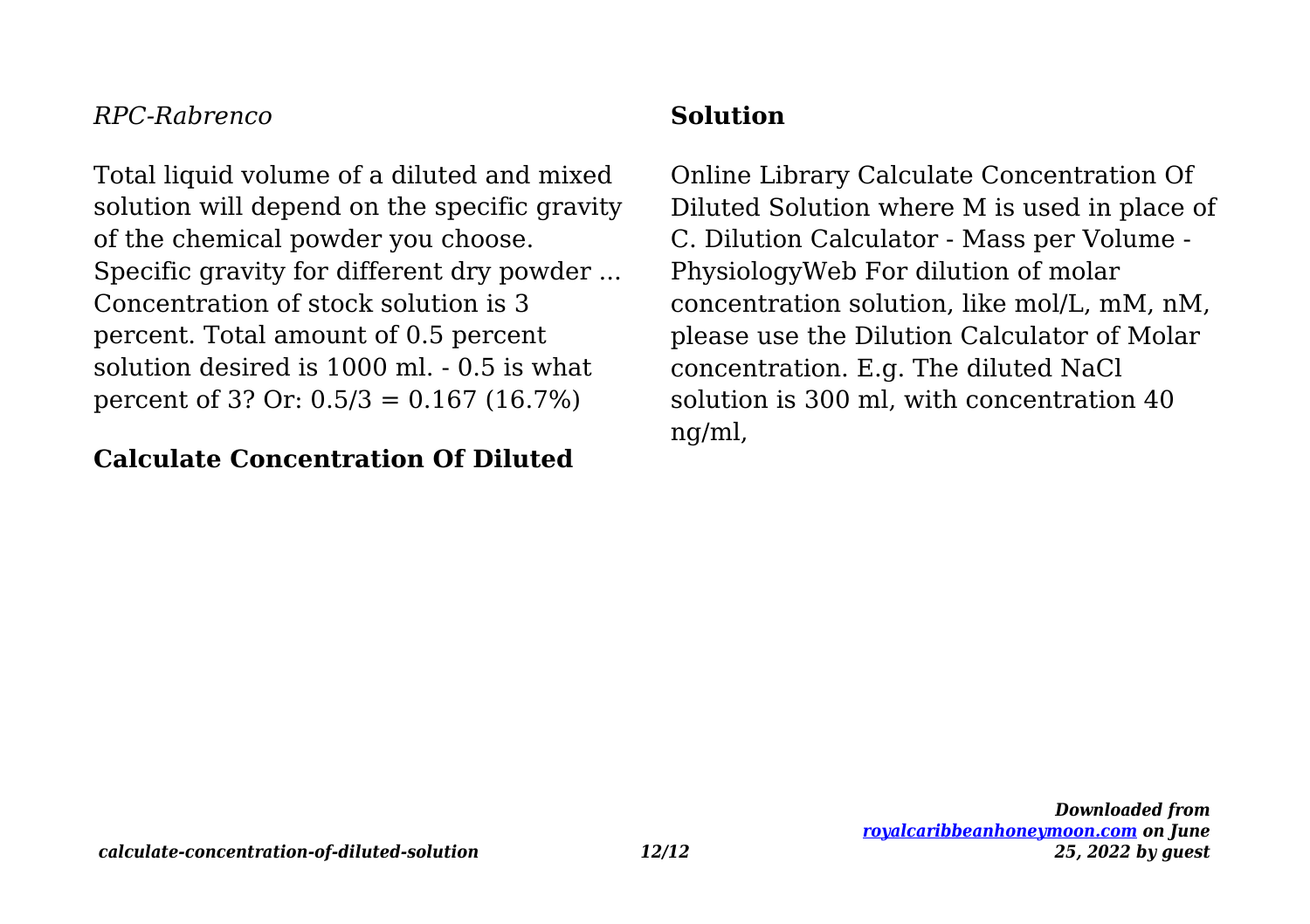*RPC-Rabrenco*

Total liquid volume of a diluted and mixed solution will depend on the specific gravity of the chemical powder you choose. Specific gravity for different dry powder ... Concentration of stock solution is 3 percent. Total amount of 0.5 percent solution desired is 1000 ml. - 0.5 is what percent of 3? Or: $0.5/3 = 0.167$ (16.7%)

## Calculate Concentration Of Diluted Solution

Online Library Calculate Concentration Of Diluted Solution where M is used in place of C. Dilution Calculator - Mass per Volume - PhysiologyWeb For dilution of molar concentration solution, like mol/L, mM, nM, please use the Dilution Calculator of Molar concentration. E.g. The diluted NaCl solution is 300 ml, with concentration 40 ng/ml,